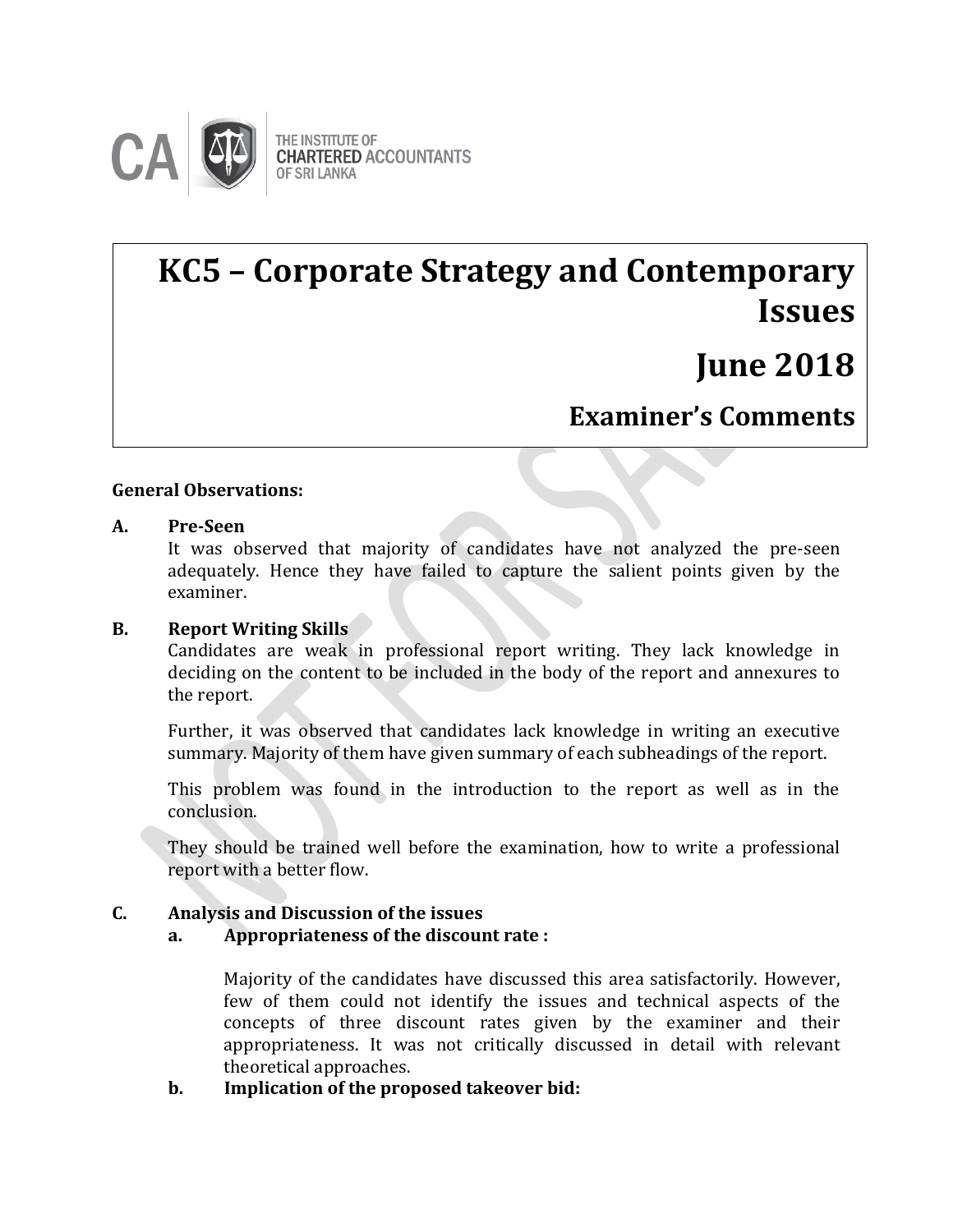THE INSTITUTE OF CHARTERED ACCOUNTANTS OF SRI LANKA

# KC5 – Corporate Strategy and Contemporary Issues

# June 2018

## Examiner's Comments

**General Observations:**

**A. Pre-Seen**

It was observed that majority of candidates have not analyzed the pre-seen adequately. Hence they have failed to capture the salient points given by the examiner.

**B. Report Writing Skills**

Candidates are weak in professional report writing. They lack knowledge in deciding on the content to be included in the body of the report and annexures to the report.

Further, it was observed that candidates lack knowledge in writing an executive summary. Majority of them have given summary of each subheadings of the report.

This problem was found in the introduction to the report as well as in the conclusion.

They should be trained well before the examination, how to write a professional report with a better flow.

**C. Analysis and Discussion of the issues**

**a. Appropriateness of the discount rate :**

Majority of the candidates have discussed this area satisfactorily. However, few of them could not identify the issues and technical aspects of the concepts of three discount rates given by the examiner and their appropriateness. It was not critically discussed in detail with relevant theoretical approaches.

**b. Implication of the proposed takeover bid:**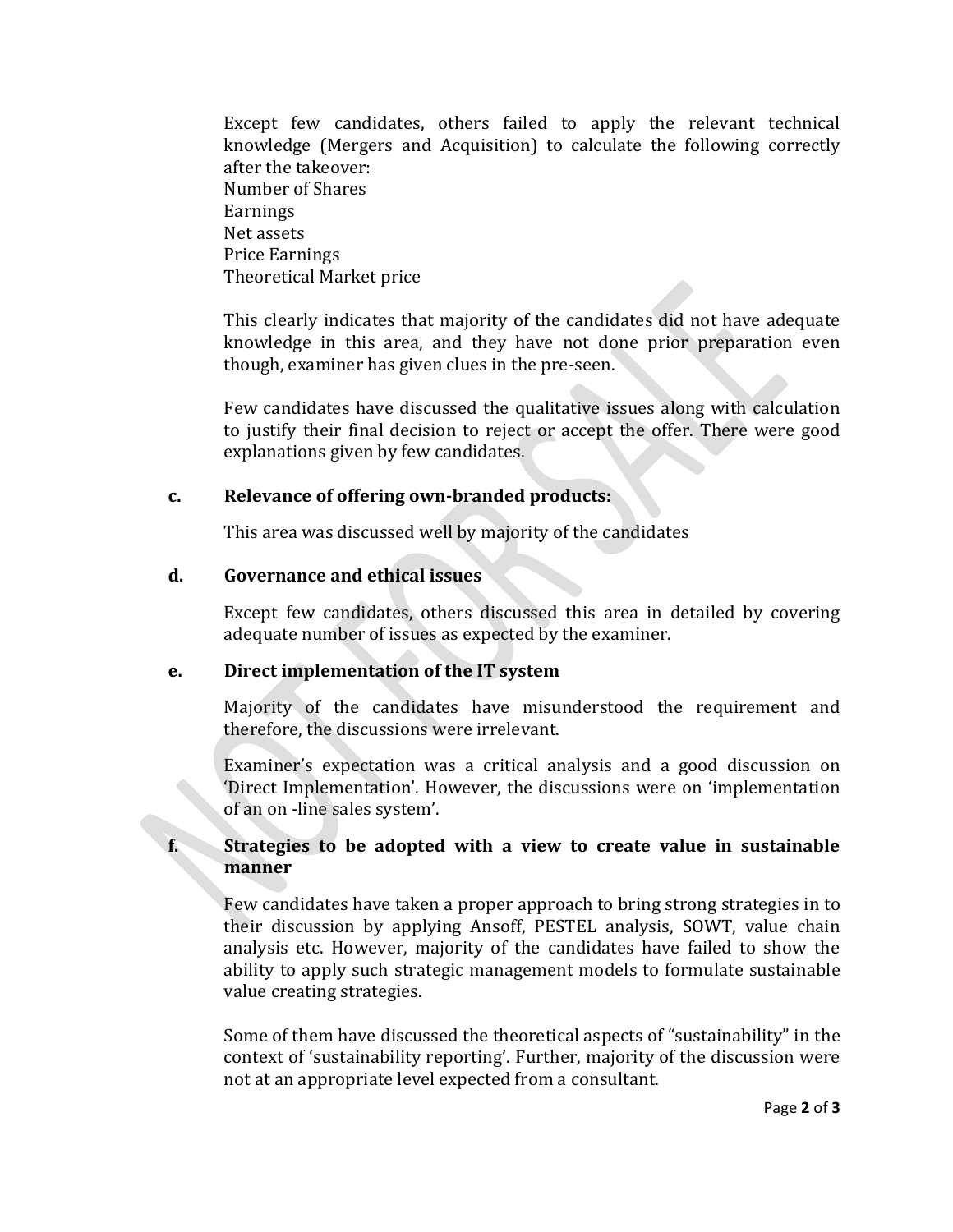Except few candidates, others failed to apply the relevant technical knowledge (Mergers and Acquisition) to calculate the following correctly after the takeover:

Number of Shares
Earnings
Net assets
Price Earnings
Theoretical Market price

This clearly indicates that majority of the candidates did not have adequate knowledge in this area, and they have not done prior preparation even though, examiner has given clues in the pre-seen.

Few candidates have discussed the qualitative issues along with calculation to justify their final decision to reject or accept the offer. There were good explanations given by few candidates.

**c. Relevance of offering own-branded products:**

This area was discussed well by majority of the candidates

**d. Governance and ethical issues**

Except few candidates, others discussed this area in detailed by covering adequate number of issues as expected by the examiner.

**e. Direct implementation of the IT system**

Majority of the candidates have misunderstood the requirement and therefore, the discussions were irrelevant.

Examiner's expectation was a critical analysis and a good discussion on 'Direct Implementation'. However, the discussions were on 'implementation of an on -line sales system'.

**f. Strategies to be adopted with a view to create value in sustainable manner**

Few candidates have taken a proper approach to bring strong strategies in to their discussion by applying Ansoff, PESTEL analysis, SOWT, value chain analysis etc. However, majority of the candidates have failed to show the ability to apply such strategic management models to formulate sustainable value creating strategies.

Some of them have discussed the theoretical aspects of "sustainability" in the context of 'sustainability reporting'. Further, majority of the discussion were not at an appropriate level expected from a consultant.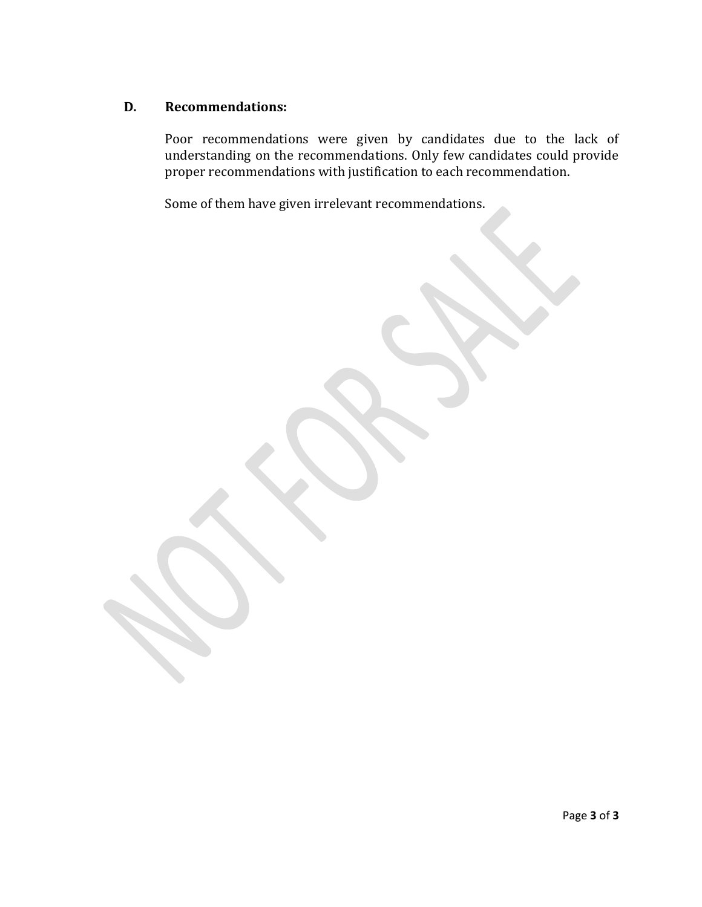## D. Recommendations:

Poor recommendations were given by candidates due to the lack of understanding on the recommendations. Only few candidates could provide proper recommendations with justification to each recommendation.

Some of them have given irrelevant recommendations.